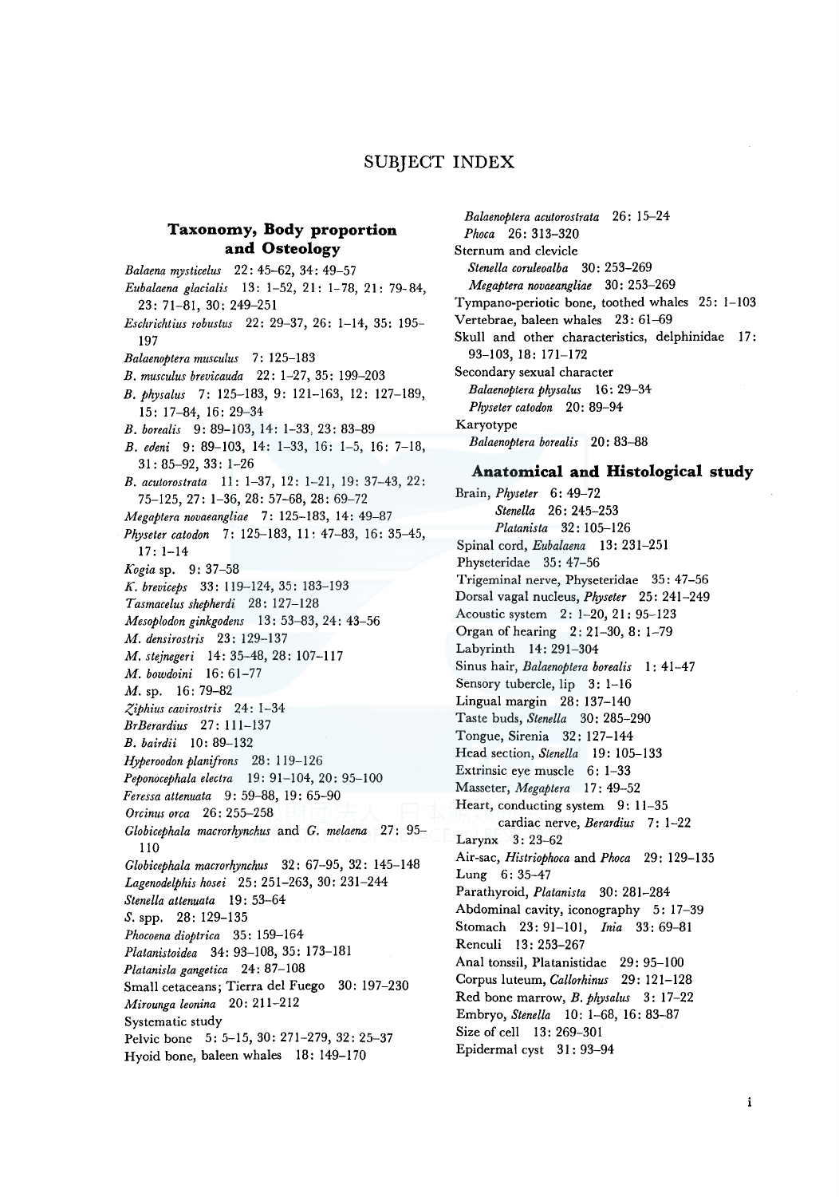# SUBJECT INDEX

## Taxonomy, Body proportion and Osteology

*Balaena mysticelus* 22: 45–62, 34: 49–57
*Eubalaena glacialis* 13: 1–52, 21: 1–78, 21: 79–84, 23: 71–81, 30: 249–251
*Eschrichtius robustus* 22: 29–37, 26: 1–14, 35: 195–197
*Balaenoptera musculus* 7: 125–183
*B. musculus brevicauda* 22: 1–27, 35: 199–203
*B. physalus* 7: 125–183, 9: 121–163, 12: 127–189, 15: 17–84, 16: 29–34
*B. borealis* 9: 89–103, 14: 1–33, 23: 83–89
*B. edeni* 9: 89–103, 14: 1–33, 16: 1–5, 16: 7–18, 31: 85–92, 33: 1–26
*B. acutorostrata* 11: 1–37, 12: 1–21, 19: 37–43, 22: 75–125, 27: 1–36, 28: 57–68, 28: 69–72
*Megaptera novaeangliae* 7: 125–183, 14: 49–87
*Physeter catodon* 7: 125–183, 11: 47–83, 16: 35–45, 17: 1–14
*Kogia* sp. 9: 37–58
*K. breviceps* 33: 119–124, 35: 183–193
*Tasmacelus shepherdi* 28: 127–128
*Mesoplodon ginkgodens* 13: 53–83, 24: 43–56
*M. densirostris* 23: 129–137
*M. stejnegeri* 14: 35–48, 28: 107–117
*M. bowdoini* 16: 61–77
*M.* sp. 16: 79–82
*Ziphius cavirostris* 24: 1–34
*BrBerardius* 27: 111–137
*B. bairdii* 10: 89–132
*Hyperoodon planifrons* 28: 119–126
*Peponocephala electra* 19: 91–104, 20: 95–100
*Feressa attenuata* 9: 59–88, 19: 65–90
*Orcinus orca* 26: 255–258
*Globicephala macrorhynchus* and *G. melaena* 27: 95–110
*Globicephala macrorhynchus* 32: 67–95, 32: 145–148
*Lagenodelphis hosei* 25: 251–263, 30: 231–244
*Stenella attenuata* 19: 53–64
*S.* spp. 28: 129–135
*Phocoena dioptrica* 35: 159–164
*Platanistoidea* 34: 93–108, 35: 173–181
*Platanisla gangetica* 24: 87–108
Small cetaceans; Tierra del Fuego 30: 197–230
*Mirounga leonina* 20: 211–212
Systematic study
Pelvic bone 5: 5–15, 30: 271–279, 32: 25–37
Hyoid bone, baleen whales 18: 149–170
*Balaenoptera acutorostrata* 26: 15–24
*Phoca* 26: 313–320
Sternum and clevicle
*Stenella coruleoalba* 30: 253–269
*Megaptera novaeangliae* 30: 253–269
Tympano-periotic bone, toothed whales 25: 1–103
Vertebrae, baleen whales 23: 61–69
Skull and other characteristics, delphinidae 17: 93–103, 18: 171–172
Secondary sexual character
*Balaenoptera physalus* 16: 29–34
*Physeter catodon* 20: 89–94
Karyotype
*Balaenoptera borealis* 20: 83–88

## Anatomical and Histological study

Brain, *Physeter* 6: 49–72
*Stenella* 26: 245–253
*Platanista* 32: 105–126
Spinal cord, *Eubalaena* 13: 231–251
Physeteridae 35: 47–56
Trigeminal nerve, Physeteridae 35: 47–56
Dorsal vagal nucleus, *Physeter* 25: 241–249
Acoustic system 2: 1–20, 21: 95–123
Organ of hearing 2: 21–30, 8: 1–79
Labyrinth 14: 291–304
Sinus hair, *Balaenoptera borealis* 1: 41–47
Sensory tubercle, lip 3: 1–16
Lingual margin 28: 137–140
Taste buds, *Stenella* 30: 285–290
Tongue, Sirenia 32: 127–144
Head section, *Stenella* 19: 105–133
Extrinsic eye muscle 6: 1–33
Masseter, *Megaptera* 17: 49–52
Heart, conducting system 9: 11–35
cardiac nerve, *Berardius* 7: 1–22
Larynx 3: 23–62
Air-sac, *Histriophoca* and *Phoca* 29: 129–135
Lung 6: 35–47
Parathyroid, *Platanista* 30: 281–284
Abdominal cavity, iconography 5: 17–39
Stomach 23: 91–101, *Inia* 33: 69–81
Renculi 13: 253–267
Anal tonssil, Platanistidae 29: 95–100
Corpus luteum, *Callorhinus* 29: 121–128
Red bone marrow, *B. physalus* 3: 17–22
Embryo, *Stenella* 10: 1–68, 16: 83–87
Size of cell 13: 269–301
Epidermal cyst 31: 93–94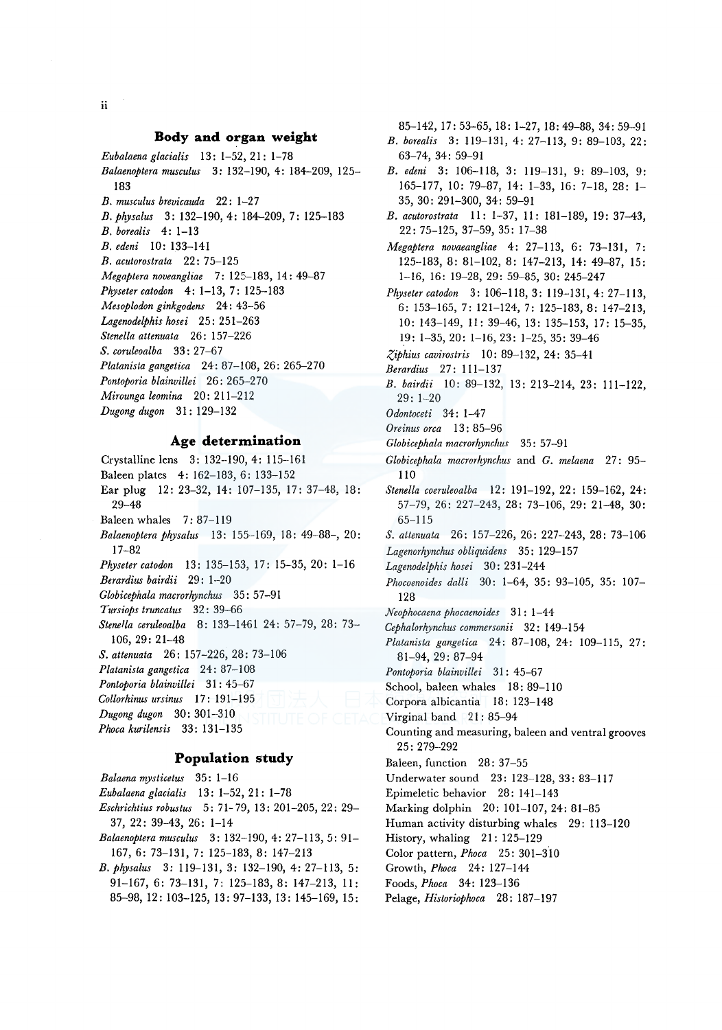## Body and organ weight

*Eubalaena glacialis* 13: 1–52, 21: 1–78
*Balaenoptera musculus* 3: 132–190, 4: 184–209, 125–183
*B. musculus brevicauda* 22: 1–27
*B. physalus* 3: 132–190, 4: 184–209, 7: 125–183
*B. borealis* 4: 1–13
*B. edeni* 10: 133–141
*B. acutorostrata* 22: 75–125
*Megaptera noveangliae* 7: 125–183, 14: 49–87
*Physeter catodon* 4: 1–13, 7: 125–183
*Mesoplodon ginkgodens* 24: 43–56
*Lagenodelphis hosei* 25: 251–263
*Stenella attenuata* 26: 157–226
*S. coruleoalba* 33: 27–67
*Platanista gangetica* 24: 87–108, 26: 265–270
*Pontoporia blainvillei* 26: 265–270
*Mirounga leomina* 20: 211–212
*Dugong dugon* 31: 129–132

## Age determination

Crystalline lens 3: 132–190, 4: 115–161
Baleen plates 4: 162–183, 6: 133–152
Ear plug 12: 23–32, 14: 107–135, 17: 37–48, 18: 29–48
Baleen whales 7: 87–119
*Balaenoptera physalus* 13: 155–169, 18: 49–88–, 20: 17–82
*Physeter catodon* 13: 135–153, 17: 15–35, 20: 1–16
*Berardius bairdii* 29: 1–20
*Globicephala macrorhynchus* 35: 57–91
*Tursiops truncatus* 32: 39–66
*Stenella ceruleoalba* 8: 133–1461 24: 57–79, 28: 73–106, 29: 21–48
*S. attenuata* 26: 157–226, 28: 73–106
*Platanista gangetica* 24: 87–108
*Pontoporia blainvillei* 31: 45–67
*Collorhinus ursinus* 17: 191–195
*Dugong dugon* 30: 301–310
*Phoca kurilensis* 33: 131–135

## Population study

*Balaena mysticetus* 35: 1–16
*Eubalaena glacialis* 13: 1–52, 21: 1–78
*Eschrichtius robustus* 5: 71–79, 13: 201–205, 22: 29–37, 22: 39–43, 26: 1–14
*Balaenoptera musculus* 3: 132–190, 4: 27–113, 5: 91–167, 6: 73–131, 7: 125–183, 8: 147–213
*B. physalus* 3: 119–131, 3: 132–190, 4: 27–113, 5: 91–167, 6: 73–131, 7: 125–183, 8: 147–213, 11: 85–98, 12: 103–125, 13: 97–133, 13: 145–169, 15: 85–142, 17: 53–65, 18: 1–27, 18: 49–88, 34: 59–91
*B. borealis* 3: 119–131, 4: 27–113, 9: 89–103, 22: 63–74, 34: 59–91
*B. edeni* 3: 106–118, 3: 119–131, 9: 89–103, 9: 165–177, 10: 79–87, 14: 1–33, 16: 7–18, 28: 1–35, 30: 291–300, 34: 59–91
*B. acutorostrata* 11: 1–37, 11: 181–189, 19: 37–43, 22: 75–125, 37–59, 35: 17–38
*Megaptera novaeangliae* 4: 27–113, 6: 73–131, 7: 125–183, 8: 81–102, 8: 147–213, 14: 49–87, 15: 1–16, 16: 19–28, 29: 59–85, 30: 245–247
*Physeter catodon* 3: 106–118, 3: 119–131, 4: 27–113, 6: 153–165, 7: 121–124, 7: 125–183, 8: 147–213, 10: 143–149, 11: 39–46, 13: 135–153, 17: 15–35, 19: 1–35, 20: 1–16, 23: 1–25, 35: 39–46
*Ziphius cavirostris* 10: 89–132, 24: 35–41
*Berardius* 27: 111–137
*B. bairdii* 10: 89–132, 13: 213–214, 23: 111–122, 29: 1–20
*Odontoceti* 34: 1–47
*Oreinus orca* 13: 85–96
*Globicephala macrorhynchus* 35: 57–91
*Globicephala macrorhynchus* and *G. melaena* 27: 95–110
*Stenella coeruleoalba* 12: 191–192, 22: 159–162, 24: 57–79, 26: 227–243, 28: 73–106, 29: 21–48, 30: 65–115
*S. attenuata* 26: 157–226, 26: 227–243, 28: 73–106
*Lagenorhynchus obliquidens* 35: 129–157
*Lagenodelphis hosei* 30: 231–244
*Phocoenoides dalli* 30: 1–64, 35: 93–105, 35: 107–128
*Neophocaena phocaenoides* 31: 1–44
*Cephalorhynchus commersonii* 32: 149–154
*Platanista gangetica* 24: 87–108, 24: 109–115, 27: 81–94, 29: 87–94
*Pontoporia blainvillei* 31: 45–67
School, baleen whales 18: 89–110
Corpora albicantia 18: 123–148
Virginal band 21: 85–94
Counting and measuring, baleen and ventral grooves 25: 279–292
Baleen, function 28: 37–55
Underwater sound 23: 123–128, 33: 83–117
Epimeletic behavior 28: 141–143
Marking dolphin 20: 101–107, 24: 81–85
Human activity disturbing whales 29: 113–120
History, whaling 21: 125–129
Color pattern, *Phoca* 25: 301–310
Growth, *Phoca* 24: 127–144
Foods, *Phoca* 34: 123–136
Pelage, *Historiophoca* 28: 187–197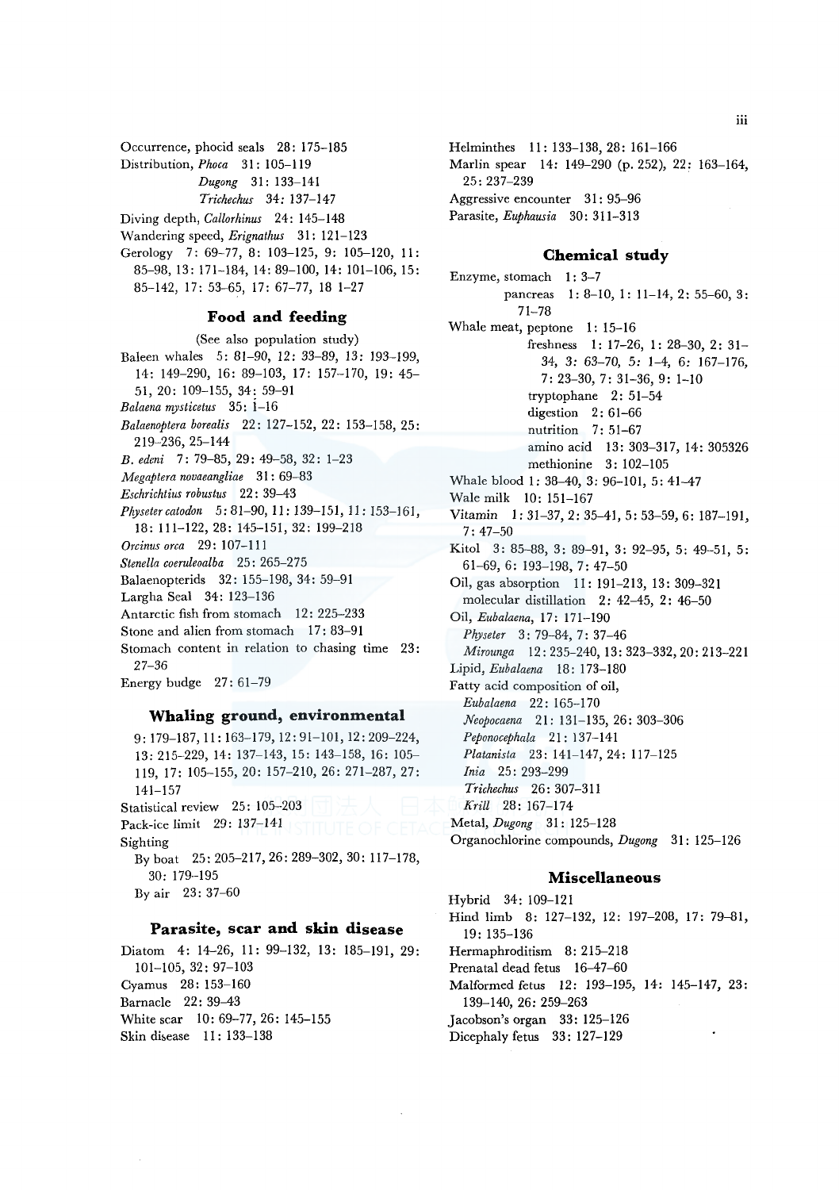Occurrence, phocid seals 28: 175–185
Distribution, *Phoca* 31: 105–119
*Dugong* 31: 133–141
*Trichechus* 34: 137–147
Diving depth, *Callorhinus* 24: 145–148
Wandering speed, *Erignathus* 31: 121–123
Gerology 7: 69–77, 8: 103–125, 9: 105–120, 11: 85–98, 13: 171–184, 14: 89–100, 14: 101–106, 15: 85–142, 17: 53–65, 17: 67–77, 18 1–27

### Food and feeding

(See also population study)
Baleen whales 5: 81–90, 12: 33–89, 13: 193–199, 14: 149–290, 16: 89–103, 17: 157–170, 19: 45–51, 20: 109–155, 34: 59–91
*Balaena mysticetus* 35: 1–16
*Balaenoptera borealis* 22: 127–152, 22: 153–158, 25: 219–236, 25–144
*B. edeni* 7: 79–85, 29: 49–58, 32: 1–23
*Megaptera novaeangliae* 31: 69–83
*Eschrichtius robustus* 22: 39–43
*Physeter catodon* 5: 81–90, 11: 139–151, 11: 153–161, 18: 111–122, 28: 145–151, 32: 199–218
*Orcinus orca* 29: 107–111
*Stenella coeruleoalba* 25: 265–275
Balaenopterids 32: 155–198, 34: 59–91
Largha Seal 34: 123–136
Antarctic fish from stomach 12: 225–233
Stone and alien from stomach 17: 83–91
Stomach content in relation to chasing time 23: 27–36
Energy budge 27: 61–79

### Whaling ground, environmental

9: 179–187, 11: 163–179, 12: 91–101, 12: 209–224, 13: 215–229, 14: 137–143, 15: 143–158, 16: 105–119, 17: 105–155, 20: 157–210, 26: 271–287, 27: 141–157
Statistical review 25: 105–203
Pack-ice limit 29: 137–141
Sighting
By boat 25: 205–217, 26: 289–302, 30: 117–178, 30: 179–195
By air 23: 37–60

### Parasite, scar and skin disease

Diatom 4: 14–26, 11: 99–132, 13: 185–191, 29: 101–105, 32: 97–103
Cyamus 28: 153–160
Barnacle 22: 39–43
White scar 10: 69–77, 26: 145–155
Skin disease 11: 133–138
Helminthes 11: 133–138, 28: 161–166
Marlin spear 14: 149–290 (p. 252), 22: 163–164, 25: 237–239
Aggressive encounter 31: 95–96
Parasite, *Euphausia* 30: 311–313

### Chemical study

Enzyme, stomach 1: 3–7
pancreas 1: 8–10, 1: 11–14, 2: 55–60, 3: 71–78
Whale meat, peptone 1: 15–16
freshness 1: 17–26, 1: 28–30, 2: 31–34, 3: 63–70, 5: 1–4, 6: 167–176, 7: 23–30, 7: 31–36, 9: 1–10
tryptophane 2: 51–54
digestion 2: 61–66
nutrition 7: 51–67
amino acid 13: 303–317, 14: 305326
methionine 3: 102–105
Whale blood 1: 38–40, 3: 96–101, 5: 41–47
Wale milk 10: 151–167
Vitamin 1: 31–37, 2: 35–41, 5: 53–59, 6: 187–191, 7: 47–50
Kitol 3: 85–88, 3: 89–91, 3: 92–95, 5: 49–51, 5: 61–69, 6: 193–198, 7: 47–50
Oil, gas absorption 11: 191–213, 13: 309–321
molecular distillation 2: 42–45, 2: 46–50
Oil, *Eubalaena*, 17: 171–190
*Physeter* 3: 79–84, 7: 37–46
*Mirounga* 12: 235–240, 13: 323–332, 20: 213–221
Lipid, *Eubalaena* 18: 173–180
Fatty acid composition of oil,
*Eubalaena* 22: 165–170
*Neopocaena* 21: 131–135, 26: 303–306
*Peponocephala* 21: 137–141
*Platanista* 23: 141–147, 24: 117–125
*Inia* 25: 293–299
*Trichechus* 26: 307–311
*Krill* 28: 167–174
Metal, *Dugong* 31: 125–128
Organochlorine compounds, *Dugong* 31: 125–126

### Miscellaneous

Hybrid 34: 109–121
Hind limb 8: 127–132, 12: 197–208, 17: 79–81, 19: 135–136
Hermaphroditism 8: 215–218
Prenatal dead fetus 16–47–60
Malformed fetus 12: 193–195, 14: 145–147, 23: 139–140, 26: 259–263
Jacobson's organ 33: 125–126
Dicephaly fetus 33: 127–129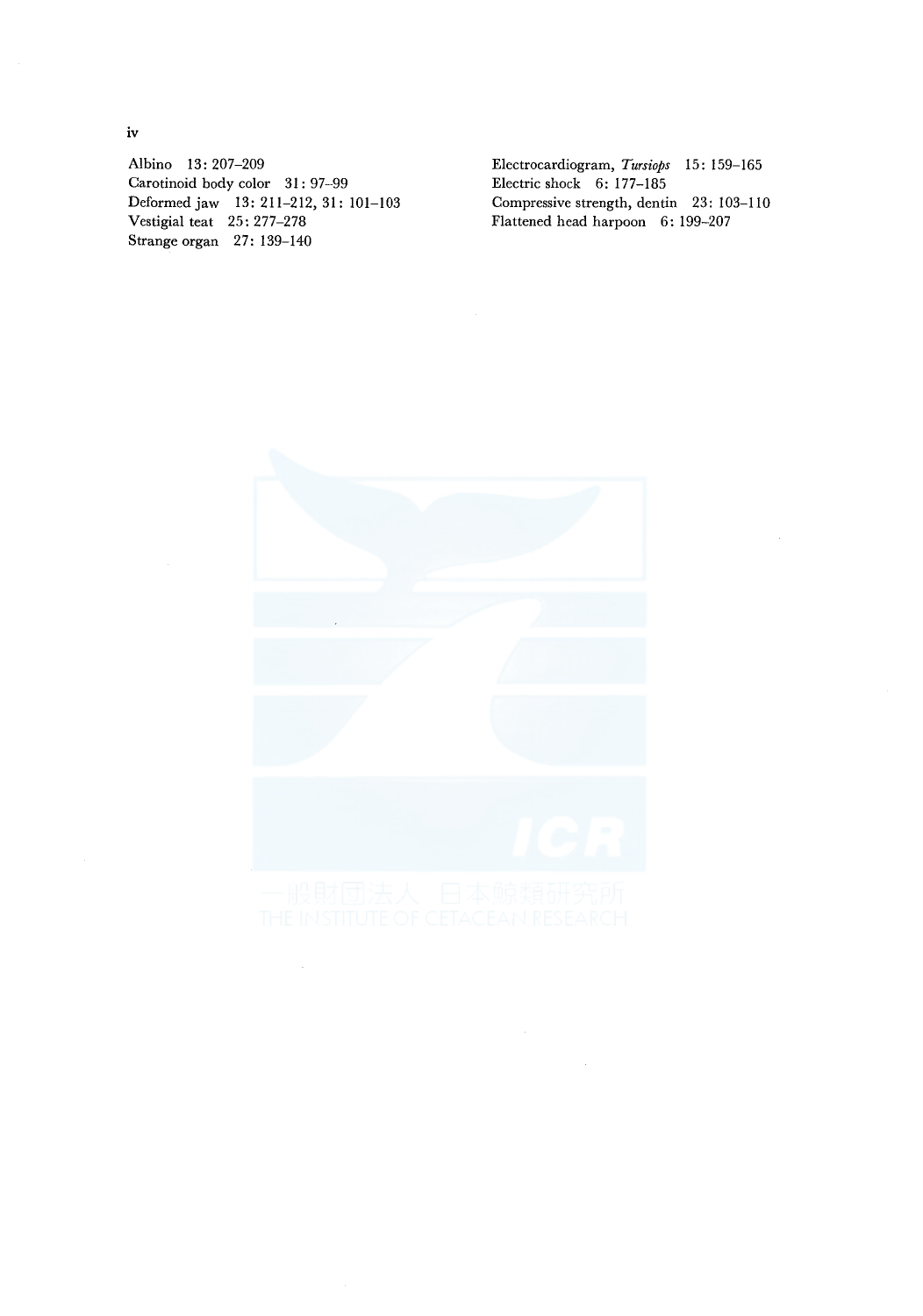Albino 13: 207–209
Carotinoid body color 31: 97–99
Deformed jaw 13: 211–212, 31: 101–103
Vestigial teat 25: 277–278
Strange organ 27: 139–140

Electrocardiogram, *Tursiops* 15: 159–165
Electric shock 6: 177–185
Compressive strength, dentin 23: 103–110
Flattened head harpoon 6: 199–207